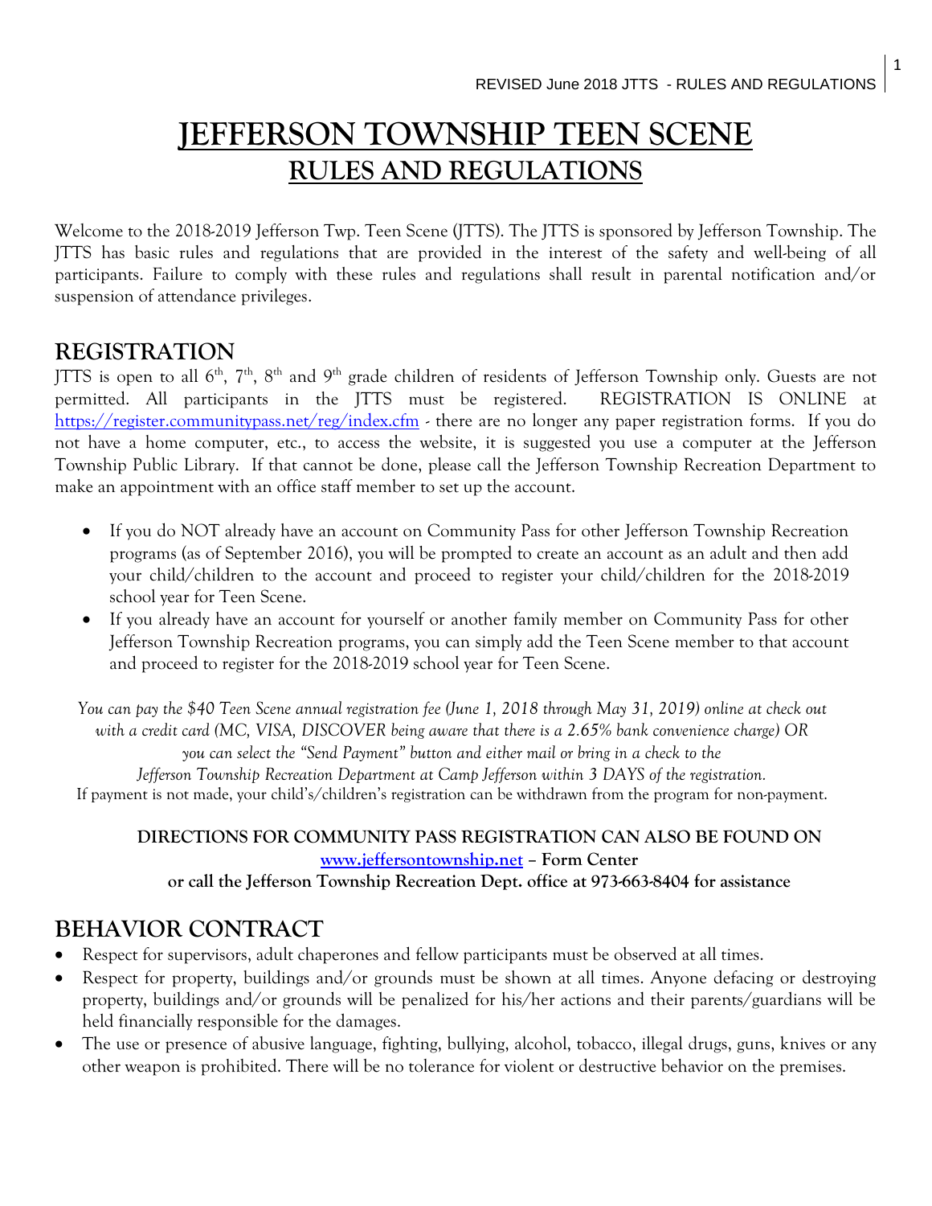# JEFFERSON TOWNSHIP TEEN SCENE
## RULES AND REGULATIONS

Welcome to the 2018-2019 Jefferson Twp. Teen Scene (JTTS). The JTTS is sponsored by Jefferson Township. The JTTS has basic rules and regulations that are provided in the interest of the safety and well-being of all participants. Failure to comply with these rules and regulations shall result in parental notification and/or suspension of attendance privileges.

## REGISTRATION

JTTS is open to all 6th, 7th, 8th and 9th grade children of residents of Jefferson Township only. Guests are not permitted. All participants in the JTTS must be registered. REGISTRATION IS ONLINE at https://register.communitypass.net/reg/index.cfm - there are no longer any paper registration forms. If you do not have a home computer, etc., to access the website, it is suggested you use a computer at the Jefferson Township Public Library. If that cannot be done, please call the Jefferson Township Recreation Department to make an appointment with an office staff member to set up the account.

- If you do NOT already have an account on Community Pass for other Jefferson Township Recreation programs (as of September 2016), you will be prompted to create an account as an adult and then add your child/children to the account and proceed to register your child/children for the 2018-2019 school year for Teen Scene.
- If you already have an account for yourself or another family member on Community Pass for other Jefferson Township Recreation programs, you can simply add the Teen Scene member to that account and proceed to register for the 2018-2019 school year for Teen Scene.

*You can pay the $40 Teen Scene annual registration fee (June 1, 2018 through May 31, 2019) online at check out with a credit card (MC, VISA, DISCOVER being aware that there is a 2.65% bank convenience charge) OR you can select the "Send Payment" button and either mail or bring in a check to the Jefferson Township Recreation Department at Camp Jefferson within 3 DAYS of the registration.*

If payment is not made, your child's/children's registration can be withdrawn from the program for non-payment.

**DIRECTIONS FOR COMMUNITY PASS REGISTRATION CAN ALSO BE FOUND ON www.jeffersontownship.net – Form Center or call the Jefferson Township Recreation Dept. office at 973-663-8404 for assistance**

## BEHAVIOR CONTRACT

- Respect for supervisors, adult chaperones and fellow participants must be observed at all times.
- Respect for property, buildings and/or grounds must be shown at all times. Anyone defacing or destroying property, buildings and/or grounds will be penalized for his/her actions and their parents/guardians will be held financially responsible for the damages.
- The use or presence of abusive language, fighting, bullying, alcohol, tobacco, illegal drugs, guns, knives or any other weapon is prohibited. There will be no tolerance for violent or destructive behavior on the premises.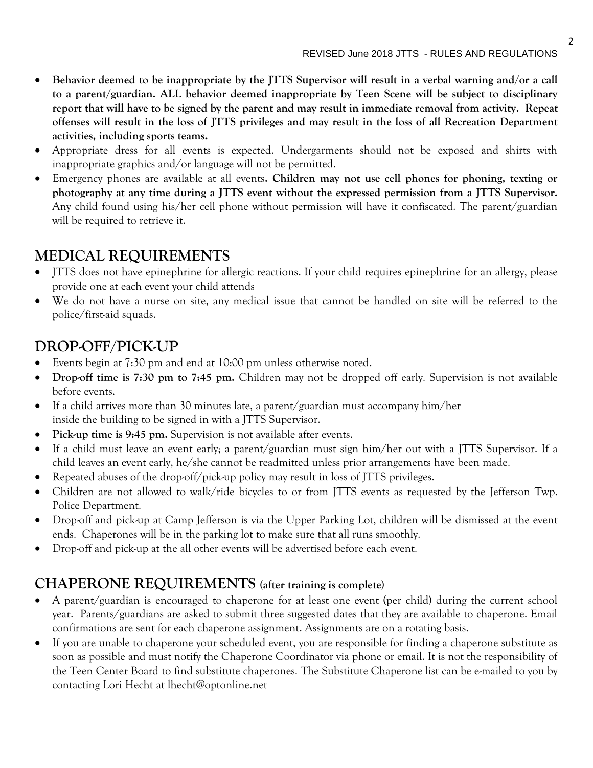- **Behavior deemed to be inappropriate by the JTTS Supervisor will result in a verbal warning and/or a call to a parent/guardian. ALL behavior deemed inappropriate by Teen Scene will be subject to disciplinary report that will have to be signed by the parent and may result in immediate removal from activity. Repeat offenses will result in the loss of JTTS privileges and may result in the loss of all Recreation Department activities, including sports teams.**
- Appropriate dress for all events is expected. Undergarments should not be exposed and shirts with inappropriate graphics and/or language will not be permitted.
- Emergency phones are available at all events**. Children may not use cell phones for phoning, texting or photography at any time during a JTTS event without the expressed permission from a JTTS Supervisor.** Any child found using his/her cell phone without permission will have it confiscated. The parent/guardian will be required to retrieve it.

## MEDICAL REQUIREMENTS

- JTTS does not have epinephrine for allergic reactions. If your child requires epinephrine for an allergy, please provide one at each event your child attends
- We do not have a nurse on site, any medical issue that cannot be handled on site will be referred to the police/first-aid squads.

## DROP-OFF/PICK-UP

- Events begin at 7:30 pm and end at 10:00 pm unless otherwise noted.
- **Drop-off time is 7:30 pm to 7:45 pm.** Children may not be dropped off early. Supervision is not available before events.
- If a child arrives more than 30 minutes late, a parent/guardian must accompany him/her inside the building to be signed in with a JTTS Supervisor.
- **Pick-up time is 9:45 pm.** Supervision is not available after events.
- If a child must leave an event early; a parent/guardian must sign him/her out with a JTTS Supervisor. If a child leaves an event early, he/she cannot be readmitted unless prior arrangements have been made.
- Repeated abuses of the drop-off/pick-up policy may result in loss of JTTS privileges.
- Children are not allowed to walk/ride bicycles to or from JTTS events as requested by the Jefferson Twp. Police Department.
- Drop-off and pick-up at Camp Jefferson is via the Upper Parking Lot, children will be dismissed at the event ends. Chaperones will be in the parking lot to make sure that all runs smoothly.
- Drop-off and pick-up at the all other events will be advertised before each event.

## CHAPERONE REQUIREMENTS (after training is complete)

- A parent/guardian is encouraged to chaperone for at least one event (per child) during the current school year. Parents/guardians are asked to submit three suggested dates that they are available to chaperone. Email confirmations are sent for each chaperone assignment. Assignments are on a rotating basis.
- If you are unable to chaperone your scheduled event, you are responsible for finding a chaperone substitute as soon as possible and must notify the Chaperone Coordinator via phone or email. It is not the responsibility of the Teen Center Board to find substitute chaperones. The Substitute Chaperone list can be e-mailed to you by contacting Lori Hecht at lhecht@optonline.net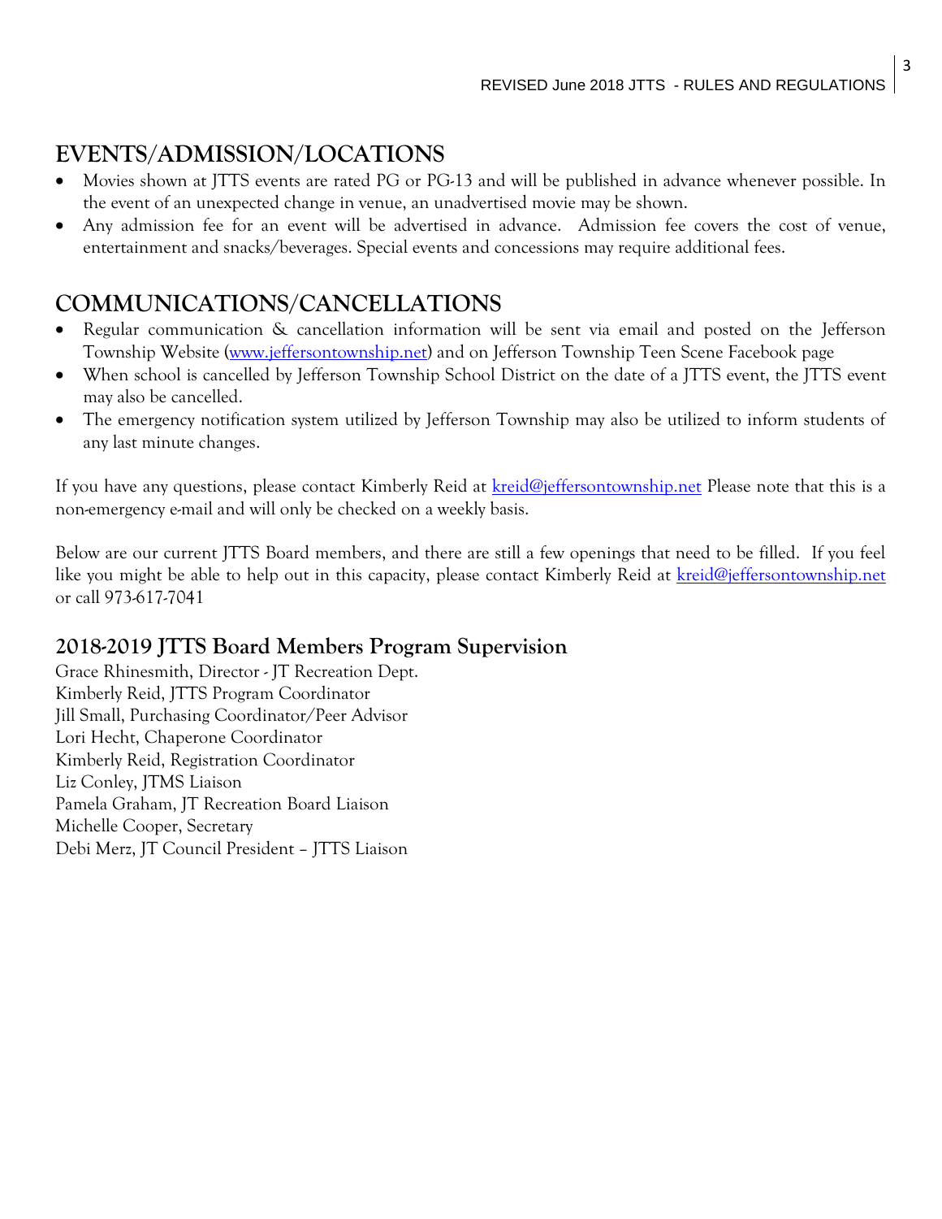## EVENTS/ADMISSION/LOCATIONS

- Movies shown at JTTS events are rated PG or PG-13 and will be published in advance whenever possible. In the event of an unexpected change in venue, an unadvertised movie may be shown.
- Any admission fee for an event will be advertised in advance. Admission fee covers the cost of venue, entertainment and snacks/beverages. Special events and concessions may require additional fees.

## COMMUNICATIONS/CANCELLATIONS

- Regular communication & cancellation information will be sent via email and posted on the Jefferson Township Website (www.jeffersontownship.net) and on Jefferson Township Teen Scene Facebook page
- When school is cancelled by Jefferson Township School District on the date of a JTTS event, the JTTS event may also be cancelled.
- The emergency notification system utilized by Jefferson Township may also be utilized to inform students of any last minute changes.

If you have any questions, please contact Kimberly Reid at kreid@jeffersontownship.net Please note that this is a non-emergency e-mail and will only be checked on a weekly basis.

Below are our current JTTS Board members, and there are still a few openings that need to be filled. If you feel like you might be able to help out in this capacity, please contact Kimberly Reid at kreid@jeffersontownship.net or call 973-617-7041

### 2018-2019 JTTS Board Members Program Supervision

Grace Rhinesmith, Director - JT Recreation Dept.
Kimberly Reid, JTTS Program Coordinator
Jill Small, Purchasing Coordinator/Peer Advisor
Lori Hecht, Chaperone Coordinator
Kimberly Reid, Registration Coordinator
Liz Conley, JTMS Liaison
Pamela Graham, JT Recreation Board Liaison
Michelle Cooper, Secretary
Debi Merz, JT Council President – JTTS Liaison